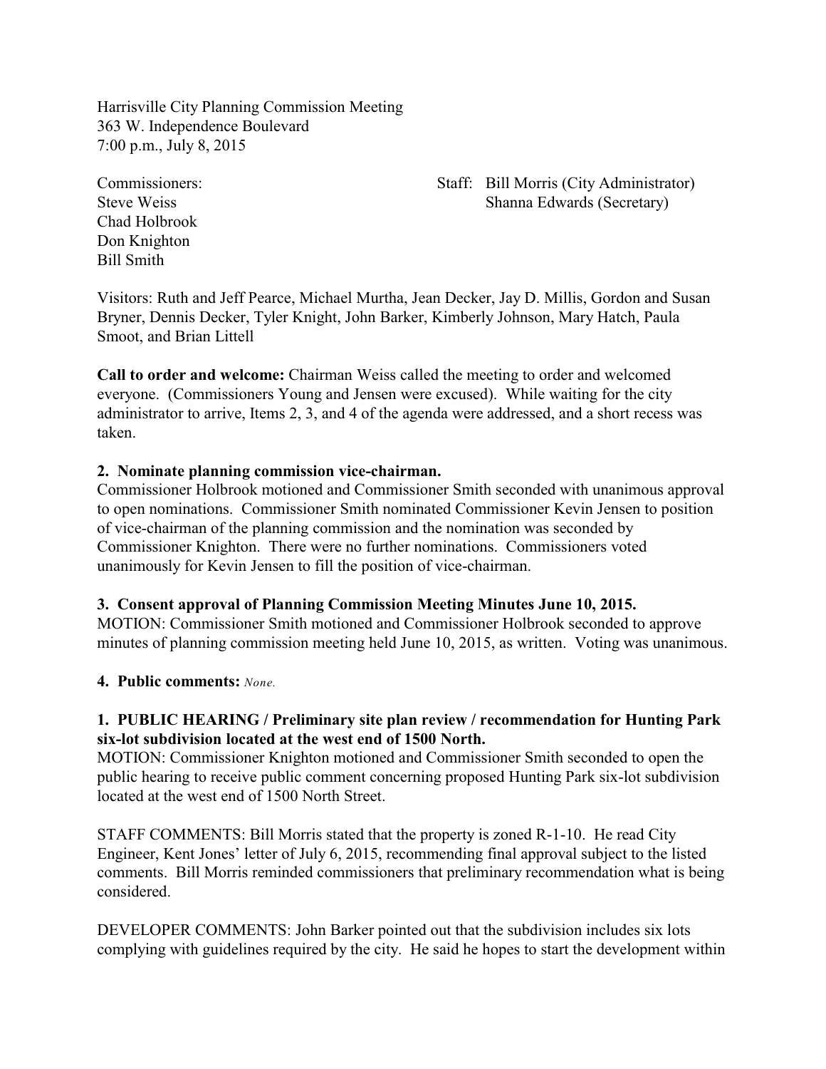Harrisville City Planning Commission Meeting
363 W. Independence Boulevard
7:00 p.m., July 8, 2015

Commissioners:
Steve Weiss
Chad Holbrook
Don Knighton
Bill Smith

Staff: Bill Morris (City Administrator)
Shanna Edwards (Secretary)

Visitors: Ruth and Jeff Pearce, Michael Murtha, Jean Decker, Jay D. Millis, Gordon and Susan Bryner, Dennis Decker, Tyler Knight, John Barker, Kimberly Johnson, Mary Hatch, Paula Smoot, and Brian Littell

**Call to order and welcome:** Chairman Weiss called the meeting to order and welcomed everyone. (Commissioners Young and Jensen were excused). While waiting for the city administrator to arrive, Items 2, 3, and 4 of the agenda were addressed, and a short recess was taken.

**2. Nominate planning commission vice-chairman.**
Commissioner Holbrook motioned and Commissioner Smith seconded with unanimous approval to open nominations. Commissioner Smith nominated Commissioner Kevin Jensen to position of vice-chairman of the planning commission and the nomination was seconded by Commissioner Knighton. There were no further nominations. Commissioners voted unanimously for Kevin Jensen to fill the position of vice-chairman.

**3. Consent approval of Planning Commission Meeting Minutes June 10, 2015.**
MOTION: Commissioner Smith motioned and Commissioner Holbrook seconded to approve minutes of planning commission meeting held June 10, 2015, as written. Voting was unanimous.

**4. Public comments:** *None.*

**1. PUBLIC HEARING / Preliminary site plan review / recommendation for Hunting Park six-lot subdivision located at the west end of 1500 North.**
MOTION: Commissioner Knighton motioned and Commissioner Smith seconded to open the public hearing to receive public comment concerning proposed Hunting Park six-lot subdivision located at the west end of 1500 North Street.

STAFF COMMENTS: Bill Morris stated that the property is zoned R-1-10. He read City Engineer, Kent Jones' letter of July 6, 2015, recommending final approval subject to the listed comments. Bill Morris reminded commissioners that preliminary recommendation what is being considered.

DEVELOPER COMMENTS: John Barker pointed out that the subdivision includes six lots complying with guidelines required by the city. He said he hopes to start the development within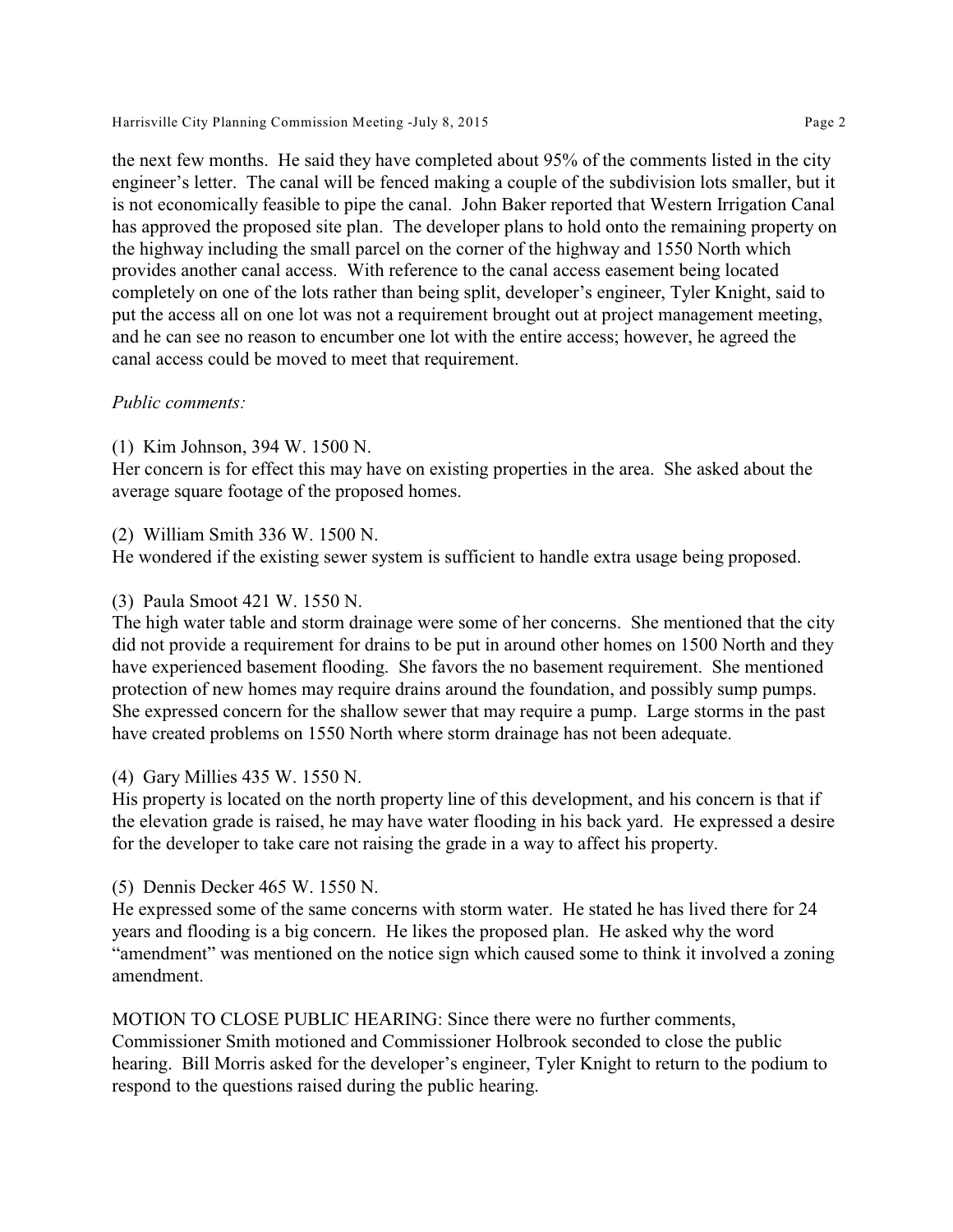the next few months. He said they have completed about 95% of the comments listed in the city engineer's letter. The canal will be fenced making a couple of the subdivision lots smaller, but it is not economically feasible to pipe the canal. John Baker reported that Western Irrigation Canal has approved the proposed site plan. The developer plans to hold onto the remaining property on the highway including the small parcel on the corner of the highway and 1550 North which provides another canal access. With reference to the canal access easement being located completely on one of the lots rather than being split, developer's engineer, Tyler Knight, said to put the access all on one lot was not a requirement brought out at project management meeting, and he can see no reason to encumber one lot with the entire access; however, he agreed the canal access could be moved to meet that requirement.

*Public comments:*

(1) Kim Johnson, 394 W. 1500 N.
Her concern is for effect this may have on existing properties in the area. She asked about the average square footage of the proposed homes.

(2) William Smith 336 W. 1500 N.
He wondered if the existing sewer system is sufficient to handle extra usage being proposed.

(3) Paula Smoot 421 W. 1550 N.
The high water table and storm drainage were some of her concerns. She mentioned that the city did not provide a requirement for drains to be put in around other homes on 1500 North and they have experienced basement flooding. She favors the no basement requirement. She mentioned protection of new homes may require drains around the foundation, and possibly sump pumps. She expressed concern for the shallow sewer that may require a pump. Large storms in the past have created problems on 1550 North where storm drainage has not been adequate.

(4) Gary Millies 435 W. 1550 N.
His property is located on the north property line of this development, and his concern is that if the elevation grade is raised, he may have water flooding in his back yard. He expressed a desire for the developer to take care not raising the grade in a way to affect his property.

(5) Dennis Decker 465 W. 1550 N.
He expressed some of the same concerns with storm water. He stated he has lived there for 24 years and flooding is a big concern. He likes the proposed plan. He asked why the word "amendment" was mentioned on the notice sign which caused some to think it involved a zoning amendment.

MOTION TO CLOSE PUBLIC HEARING: Since there were no further comments, Commissioner Smith motioned and Commissioner Holbrook seconded to close the public hearing. Bill Morris asked for the developer's engineer, Tyler Knight to return to the podium to respond to the questions raised during the public hearing.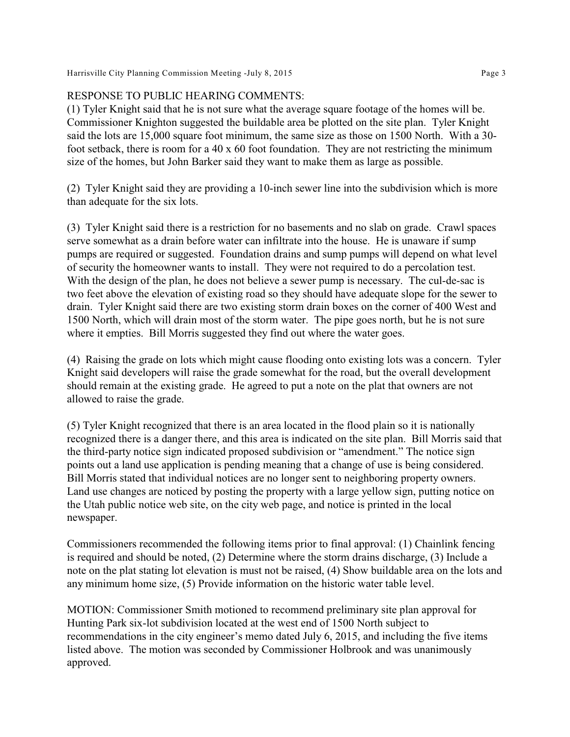RESPONSE TO PUBLIC HEARING COMMENTS:

(1) Tyler Knight said that he is not sure what the average square footage of the homes will be. Commissioner Knighton suggested the buildable area be plotted on the site plan. Tyler Knight said the lots are 15,000 square foot minimum, the same size as those on 1500 North. With a 30-foot setback, there is room for a 40 x 60 foot foundation. They are not restricting the minimum size of the homes, but John Barker said they want to make them as large as possible.

(2) Tyler Knight said they are providing a 10-inch sewer line into the subdivision which is more than adequate for the six lots.

(3) Tyler Knight said there is a restriction for no basements and no slab on grade. Crawl spaces serve somewhat as a drain before water can infiltrate into the house. He is unaware if sump pumps are required or suggested. Foundation drains and sump pumps will depend on what level of security the homeowner wants to install. They were not required to do a percolation test. With the design of the plan, he does not believe a sewer pump is necessary. The cul-de-sac is two feet above the elevation of existing road so they should have adequate slope for the sewer to drain. Tyler Knight said there are two existing storm drain boxes on the corner of 400 West and 1500 North, which will drain most of the storm water. The pipe goes north, but he is not sure where it empties. Bill Morris suggested they find out where the water goes.

(4) Raising the grade on lots which might cause flooding onto existing lots was a concern. Tyler Knight said developers will raise the grade somewhat for the road, but the overall development should remain at the existing grade. He agreed to put a note on the plat that owners are not allowed to raise the grade.

(5) Tyler Knight recognized that there is an area located in the flood plain so it is nationally recognized there is a danger there, and this area is indicated on the site plan. Bill Morris said that the third-party notice sign indicated proposed subdivision or "amendment." The notice sign points out a land use application is pending meaning that a change of use is being considered. Bill Morris stated that individual notices are no longer sent to neighboring property owners. Land use changes are noticed by posting the property with a large yellow sign, putting notice on the Utah public notice web site, on the city web page, and notice is printed in the local newspaper.

Commissioners recommended the following items prior to final approval: (1) Chainlink fencing is required and should be noted, (2) Determine where the storm drains discharge, (3) Include a note on the plat stating lot elevation is must not be raised, (4) Show buildable area on the lots and any minimum home size, (5) Provide information on the historic water table level.

MOTION: Commissioner Smith motioned to recommend preliminary site plan approval for Hunting Park six-lot subdivision located at the west end of 1500 North subject to recommendations in the city engineer's memo dated July 6, 2015, and including the five items listed above. The motion was seconded by Commissioner Holbrook and was unanimously approved.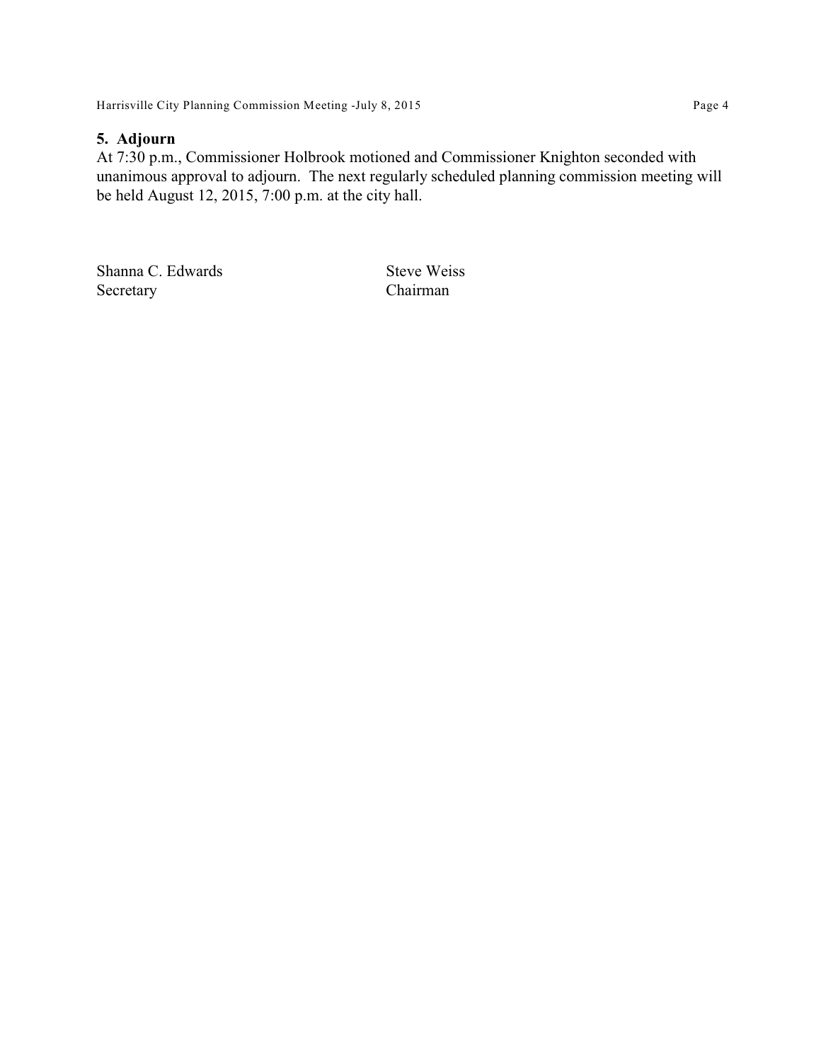### 5. Adjourn

At 7:30 p.m., Commissioner Holbrook motioned and Commissioner Knighton seconded with unanimous approval to adjourn. The next regularly scheduled planning commission meeting will be held August 12, 2015, 7:00 p.m. at the city hall.

| | |
|---|---|
| Shanna C. Edwards<br>Secretary | Steve Weiss<br>Chairman |